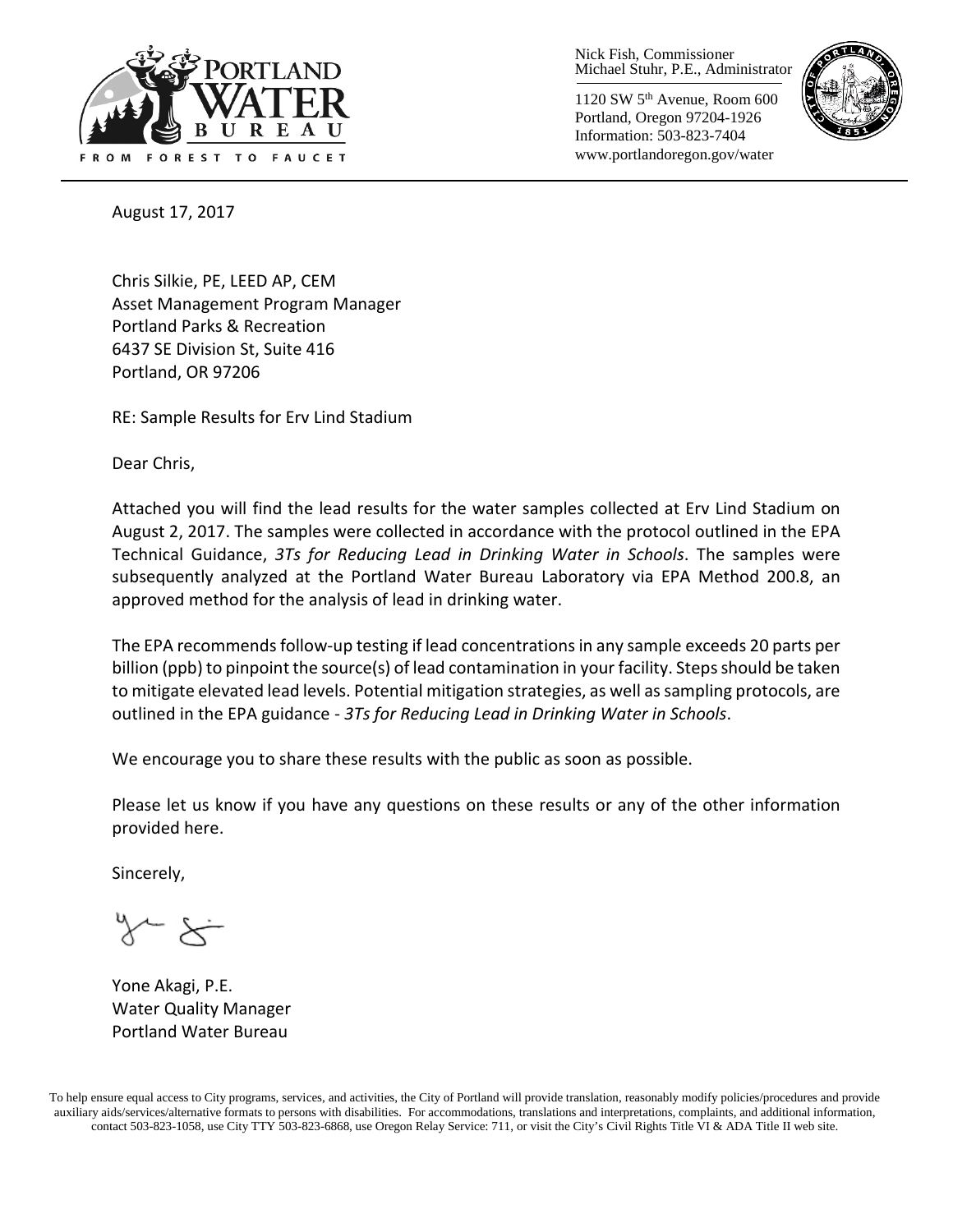Nick Fish, Commissioner
Michael Stuhr, P.E., Administrator

1120 SW 5th Avenue, Room 600
Portland, Oregon 97204-1926
Information: 503-823-7404
www.portlandoregon.gov/water

August 17, 2017

Chris Silkie, PE, LEED AP, CEM
Asset Management Program Manager
Portland Parks & Recreation
6437 SE Division St, Suite 416
Portland, OR 97206

RE: Sample Results for Erv Lind Stadium

Dear Chris,

Attached you will find the lead results for the water samples collected at Erv Lind Stadium on August 2, 2017. The samples were collected in accordance with the protocol outlined in the EPA Technical Guidance, *3Ts for Reducing Lead in Drinking Water in Schools*. The samples were subsequently analyzed at the Portland Water Bureau Laboratory via EPA Method 200.8, an approved method for the analysis of lead in drinking water.

The EPA recommends follow-up testing if lead concentrations in any sample exceeds 20 parts per billion (ppb) to pinpoint the source(s) of lead contamination in your facility. Steps should be taken to mitigate elevated lead levels. Potential mitigation strategies, as well as sampling protocols, are outlined in the EPA guidance - *3Ts for Reducing Lead in Drinking Water in Schools*.

We encourage you to share these results with the public as soon as possible.

Please let us know if you have any questions on these results or any of the other information provided here.

Sincerely,

Yone Akagi, P.E.
Water Quality Manager
Portland Water Bureau

To help ensure equal access to City programs, services, and activities, the City of Portland will provide translation, reasonably modify policies/procedures and provide auxiliary aids/services/alternative formats to persons with disabilities. For accommodations, translations and interpretations, complaints, and additional information, contact 503-823-1058, use City TTY 503-823-6868, use Oregon Relay Service: 711, or visit the City's Civil Rights Title VI & ADA Title II web site.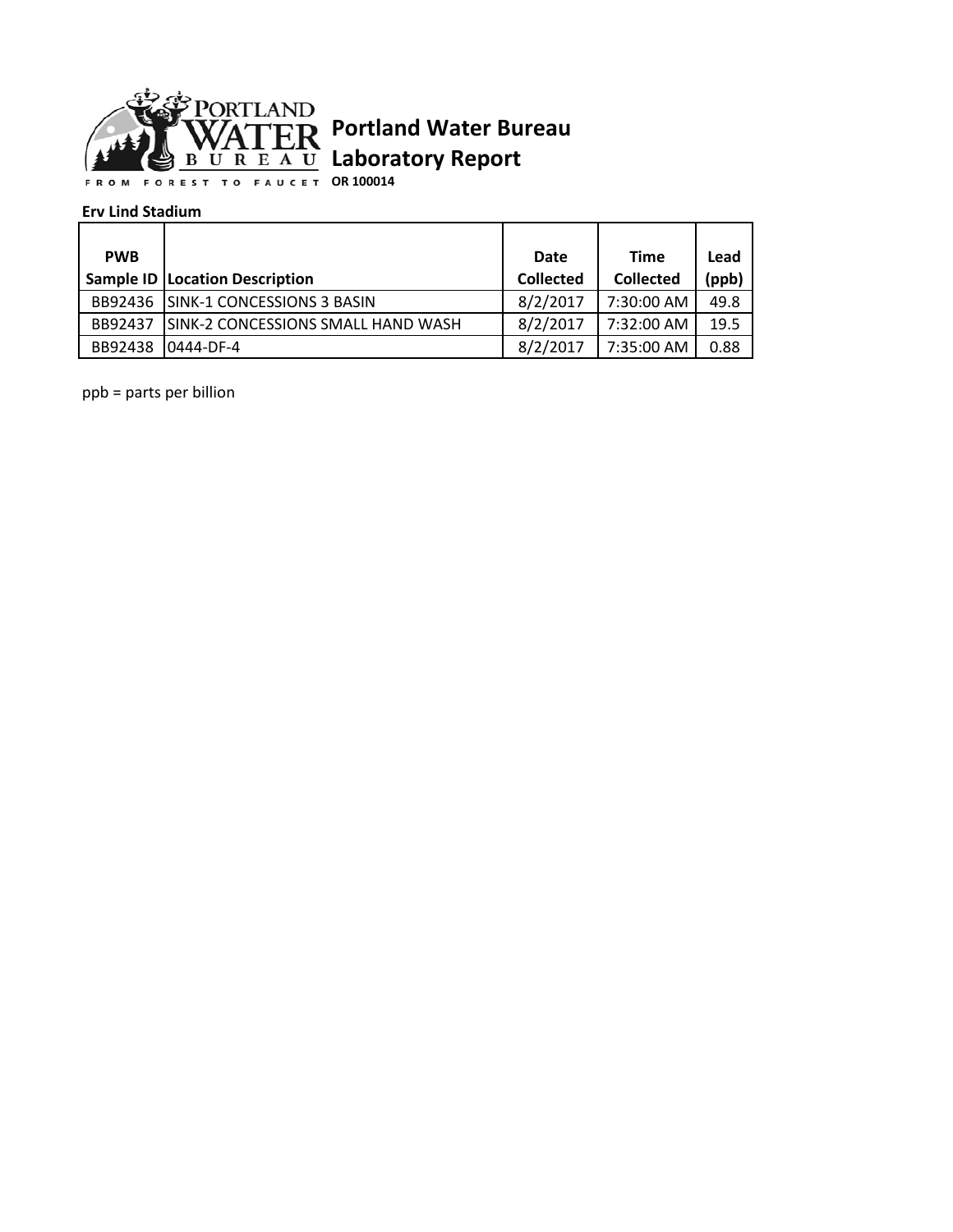# Portland Water Bureau

## Laboratory Report

**OR 100014**

**Erv Lind Stadium**

| PWB Sample ID | Location Description | Date Collected | Time Collected | Lead (ppb) |
|---|---|---|---|---|
| BB92436 | SINK-1 CONCESSIONS 3 BASIN | 8/2/2017 | 7:30:00 AM | 49.8 |
| BB92437 | SINK-2 CONCESSIONS SMALL HAND WASH | 8/2/2017 | 7:32:00 AM | 19.5 |
| BB92438 | 0444-DF-4 | 8/2/2017 | 7:35:00 AM | 0.88 |

ppb = parts per billion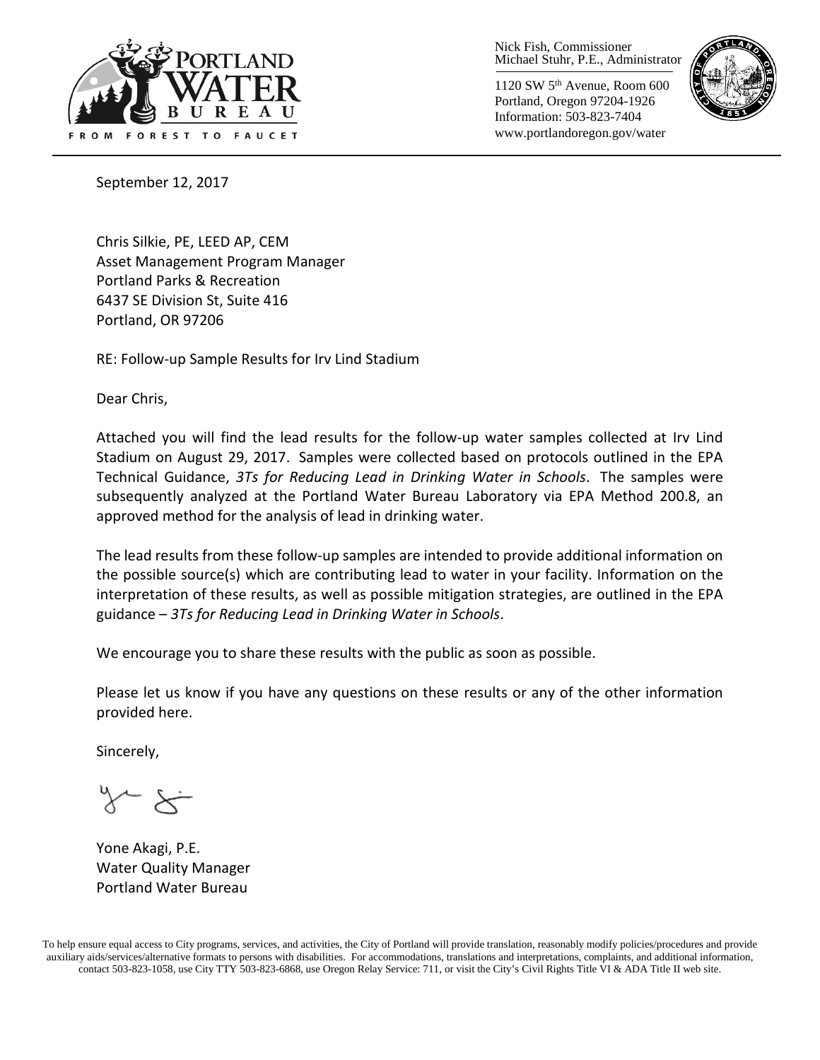Nick Fish, Commissioner
Michael Stuhr, P.E., Administrator

1120 SW 5th Avenue, Room 600
Portland, Oregon 97204-1926
Information: 503-823-7404
www.portlandoregon.gov/water

September 12, 2017

Chris Silkie, PE, LEED AP, CEM
Asset Management Program Manager
Portland Parks & Recreation
6437 SE Division St, Suite 416
Portland, OR 97206

RE: Follow-up Sample Results for Irv Lind Stadium

Dear Chris,

Attached you will find the lead results for the follow-up water samples collected at Irv Lind Stadium on August 29, 2017. Samples were collected based on protocols outlined in the EPA Technical Guidance, *3Ts for Reducing Lead in Drinking Water in Schools*. The samples were subsequently analyzed at the Portland Water Bureau Laboratory via EPA Method 200.8, an approved method for the analysis of lead in drinking water.

The lead results from these follow-up samples are intended to provide additional information on the possible source(s) which are contributing lead to water in your facility. Information on the interpretation of these results, as well as possible mitigation strategies, are outlined in the EPA guidance – *3Ts for Reducing Lead in Drinking Water in Schools*.

We encourage you to share these results with the public as soon as possible.

Please let us know if you have any questions on these results or any of the other information provided here.

Sincerely,

Yone Akagi, P.E.
Water Quality Manager
Portland Water Bureau

To help ensure equal access to City programs, services, and activities, the City of Portland will provide translation, reasonably modify policies/procedures and provide auxiliary aids/services/alternative formats to persons with disabilities. For accommodations, translations and interpretations, complaints, and additional information, contact 503-823-1058, use City TTY 503-823-6868, use Oregon Relay Service: 711, or visit the City's Civil Rights Title VI & ADA Title II web site.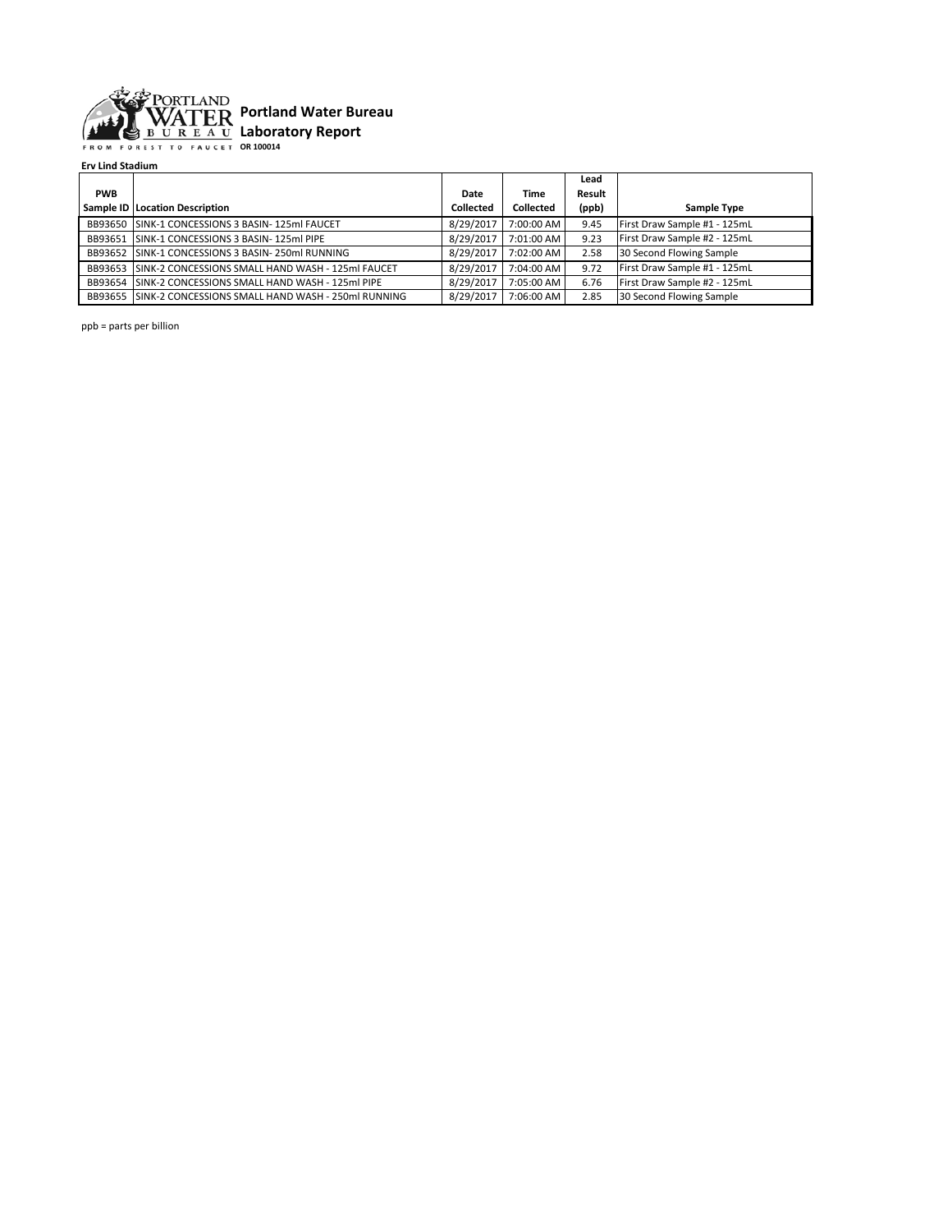# Portland Water Bureau

## Laboratory Report

OR 100014

**Erv Lind Stadium**

| PWB Sample ID | Location Description | Date Collected | Time Collected | Lead Result (ppb) | Sample Type |
|---|---|---|---|---|---|
| BB93650 | SINK-1 CONCESSIONS 3 BASIN- 125ml FAUCET | 8/29/2017 | 7:00:00 AM | 9.45 | First Draw Sample #1 - 125mL |
| BB93651 | SINK-1 CONCESSIONS 3 BASIN- 125ml PIPE | 8/29/2017 | 7:01:00 AM | 9.23 | First Draw Sample #2 - 125mL |
| BB93652 | SINK-1 CONCESSIONS 3 BASIN- 250ml RUNNING | 8/29/2017 | 7:02:00 AM | 2.58 | 30 Second Flowing Sample |
| BB93653 | SINK-2 CONCESSIONS SMALL HAND WASH - 125ml FAUCET | 8/29/2017 | 7:04:00 AM | 9.72 | First Draw Sample #1 - 125mL |
| BB93654 | SINK-2 CONCESSIONS SMALL HAND WASH - 125ml PIPE | 8/29/2017 | 7:05:00 AM | 6.76 | First Draw Sample #2 - 125mL |
| BB93655 | SINK-2 CONCESSIONS SMALL HAND WASH - 250ml RUNNING | 8/29/2017 | 7:06:00 AM | 2.85 | 30 Second Flowing Sample |

ppb = parts per billion